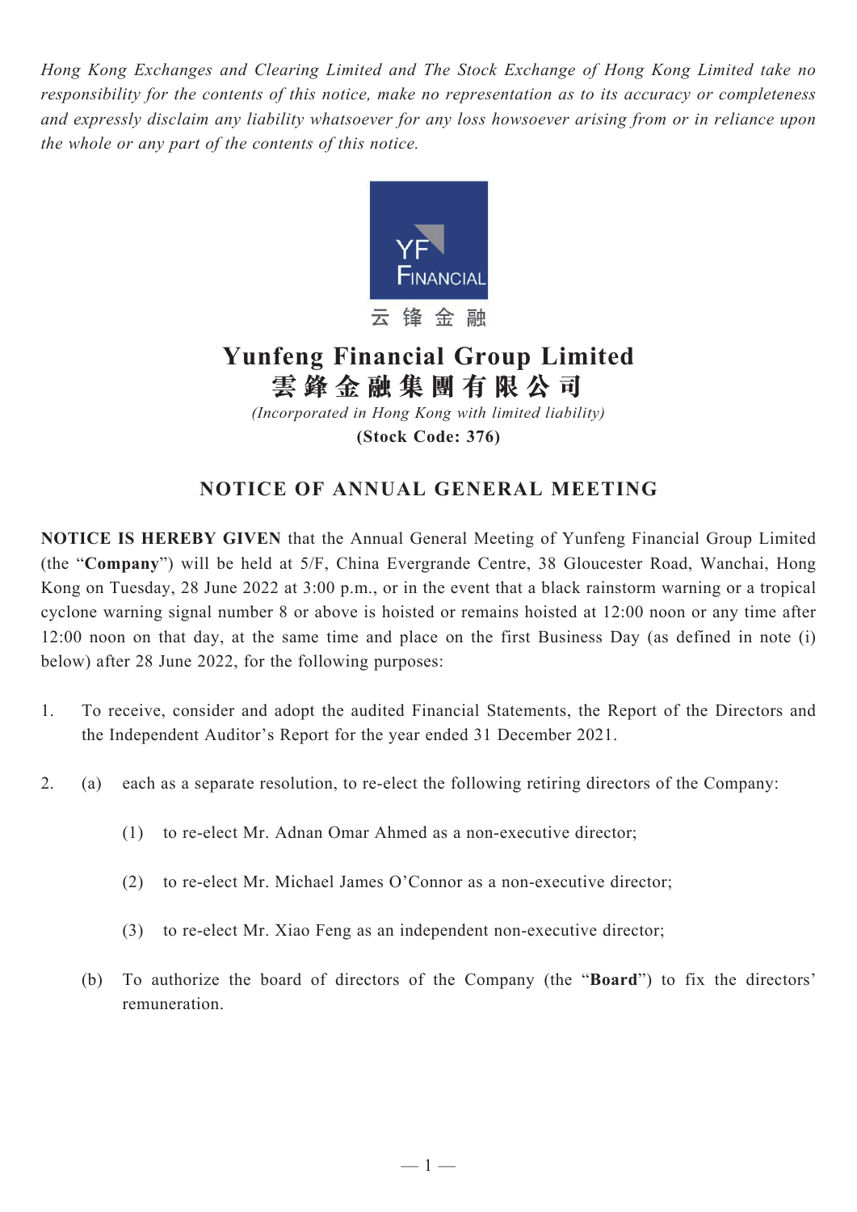*Hong Kong Exchanges and Clearing Limited and The Stock Exchange of Hong Kong Limited take no responsibility for the contents of this notice, make no representation as to its accuracy or completeness and expressly disclaim any liability whatsoever for any loss howsoever arising from or in reliance upon the whole or any part of the contents of this notice.*

YF FINANCIAL
云锋金融

# Yunfeng Financial Group Limited
# 雲鋒金融集團有限公司

*(Incorporated in Hong Kong with limited liability)*

**(Stock Code: 376)**

## NOTICE OF ANNUAL GENERAL MEETING

**NOTICE IS HEREBY GIVEN** that the Annual General Meeting of Yunfeng Financial Group Limited (the "**Company**") will be held at 5/F, China Evergrande Centre, 38 Gloucester Road, Wanchai, Hong Kong on Tuesday, 28 June 2022 at 3:00 p.m., or in the event that a black rainstorm warning or a tropical cyclone warning signal number 8 or above is hoisted or remains hoisted at 12:00 noon or any time after 12:00 noon on that day, at the same time and place on the first Business Day (as defined in note (i) below) after 28 June 2022, for the following purposes:

1. To receive, consider and adopt the audited Financial Statements, the Report of the Directors and the Independent Auditor's Report for the year ended 31 December 2021.

2. (a) each as a separate resolution, to re-elect the following retiring directors of the Company:

   (1) to re-elect Mr. Adnan Omar Ahmed as a non-executive director;

   (2) to re-elect Mr. Michael James O'Connor as a non-executive director;

   (3) to re-elect Mr. Xiao Feng as an independent non-executive director;

   (b) To authorize the board of directors of the Company (the "**Board**") to fix the directors' remuneration.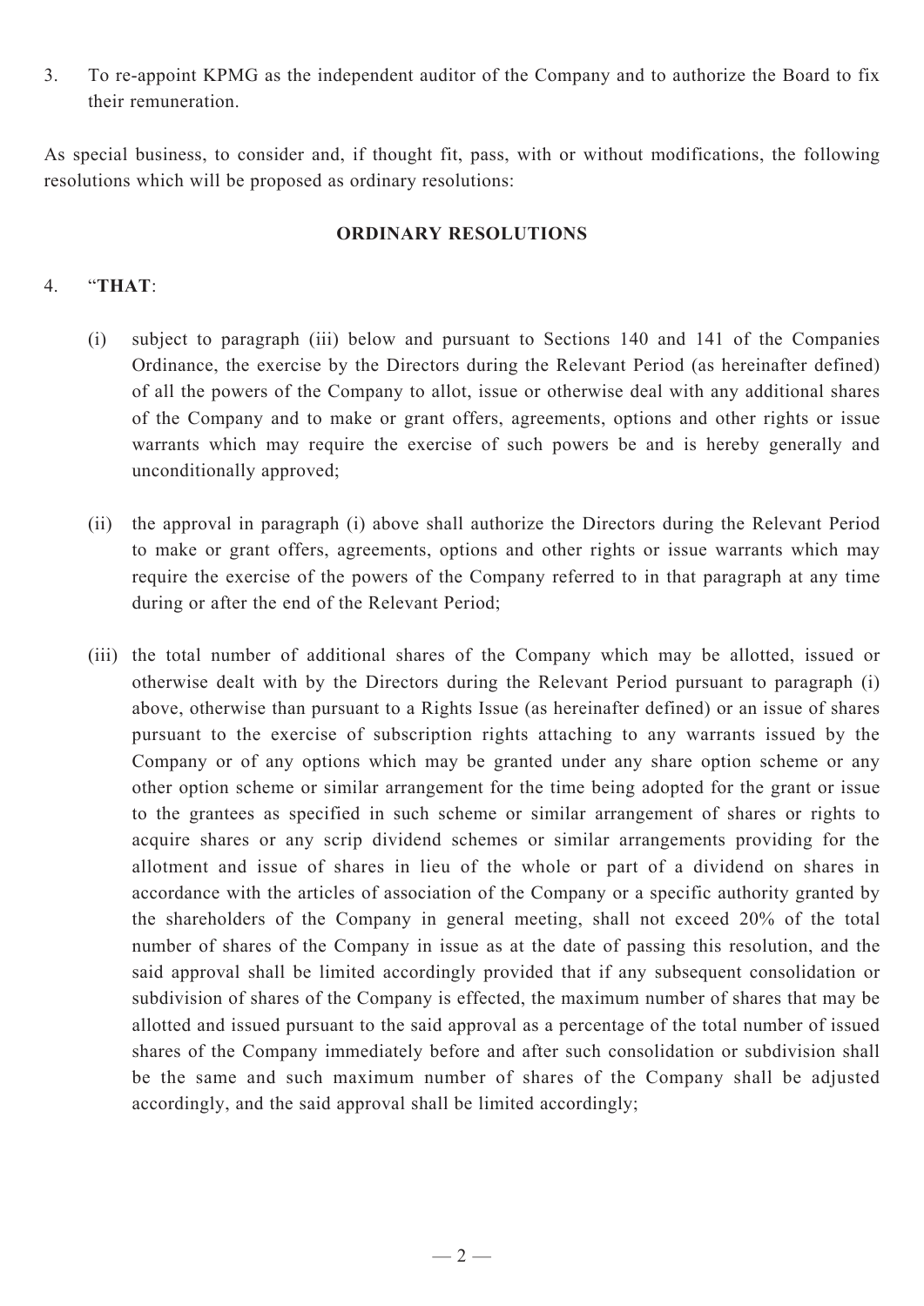3. To re-appoint KPMG as the independent auditor of the Company and to authorize the Board to fix their remuneration.

As special business, to consider and, if thought fit, pass, with or without modifications, the following resolutions which will be proposed as ordinary resolutions:

**ORDINARY RESOLUTIONS**

4. "**THAT**:

   (i) subject to paragraph (iii) below and pursuant to Sections 140 and 141 of the Companies Ordinance, the exercise by the Directors during the Relevant Period (as hereinafter defined) of all the powers of the Company to allot, issue or otherwise deal with any additional shares of the Company and to make or grant offers, agreements, options and other rights or issue warrants which may require the exercise of such powers be and is hereby generally and unconditionally approved;

   (ii) the approval in paragraph (i) above shall authorize the Directors during the Relevant Period to make or grant offers, agreements, options and other rights or issue warrants which may require the exercise of the powers of the Company referred to in that paragraph at any time during or after the end of the Relevant Period;

   (iii) the total number of additional shares of the Company which may be allotted, issued or otherwise dealt with by the Directors during the Relevant Period pursuant to paragraph (i) above, otherwise than pursuant to a Rights Issue (as hereinafter defined) or an issue of shares pursuant to the exercise of subscription rights attaching to any warrants issued by the Company or of any options which may be granted under any share option scheme or any other option scheme or similar arrangement for the time being adopted for the grant or issue to the grantees as specified in such scheme or similar arrangement of shares or rights to acquire shares or any scrip dividend schemes or similar arrangements providing for the allotment and issue of shares in lieu of the whole or part of a dividend on shares in accordance with the articles of association of the Company or a specific authority granted by the shareholders of the Company in general meeting, shall not exceed 20% of the total number of shares of the Company in issue as at the date of passing this resolution, and the said approval shall be limited accordingly provided that if any subsequent consolidation or subdivision of shares of the Company is effected, the maximum number of shares that may be allotted and issued pursuant to the said approval as a percentage of the total number of issued shares of the Company immediately before and after such consolidation or subdivision shall be the same and such maximum number of shares of the Company shall be adjusted accordingly, and the said approval shall be limited accordingly;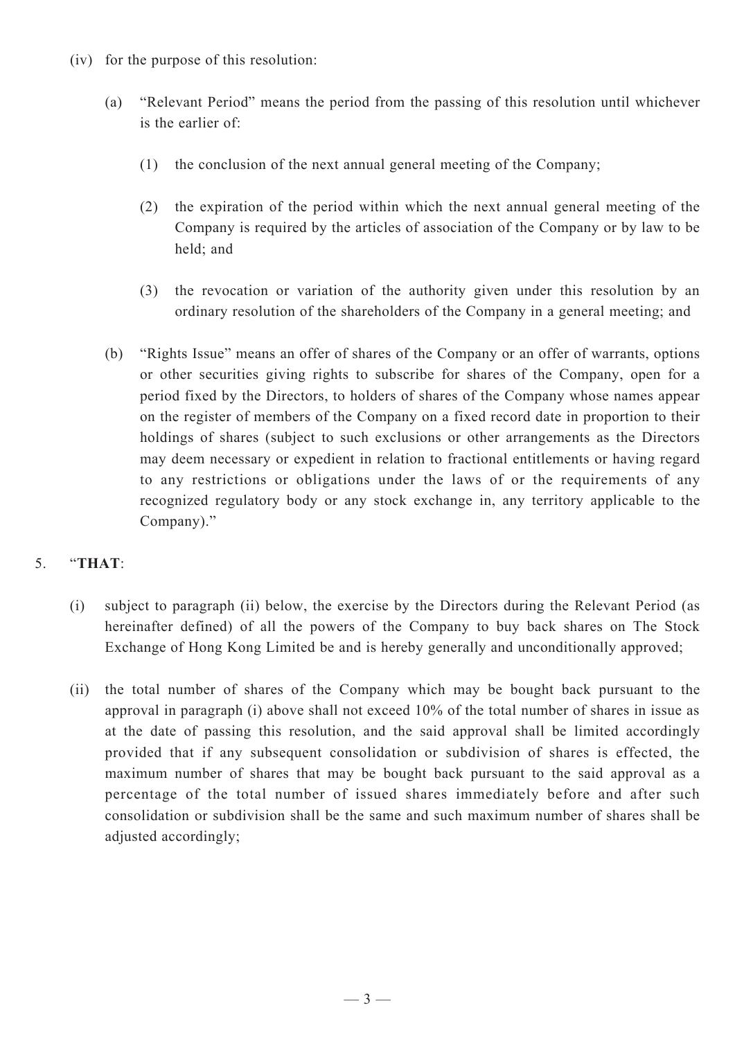(iv) for the purpose of this resolution:

(a) "Relevant Period" means the period from the passing of this resolution until whichever is the earlier of:

(1) the conclusion of the next annual general meeting of the Company;

(2) the expiration of the period within which the next annual general meeting of the Company is required by the articles of association of the Company or by law to be held; and

(3) the revocation or variation of the authority given under this resolution by an ordinary resolution of the shareholders of the Company in a general meeting; and

(b) "Rights Issue" means an offer of shares of the Company or an offer of warrants, options or other securities giving rights to subscribe for shares of the Company, open for a period fixed by the Directors, to holders of shares of the Company whose names appear on the register of members of the Company on a fixed record date in proportion to their holdings of shares (subject to such exclusions or other arrangements as the Directors may deem necessary or expedient in relation to fractional entitlements or having regard to any restrictions or obligations under the laws of or the requirements of any recognized regulatory body or any stock exchange in, any territory applicable to the Company)."

5. "**THAT**:

(i) subject to paragraph (ii) below, the exercise by the Directors during the Relevant Period (as hereinafter defined) of all the powers of the Company to buy back shares on The Stock Exchange of Hong Kong Limited be and is hereby generally and unconditionally approved;

(ii) the total number of shares of the Company which may be bought back pursuant to the approval in paragraph (i) above shall not exceed 10% of the total number of shares in issue as at the date of passing this resolution, and the said approval shall be limited accordingly provided that if any subsequent consolidation or subdivision of shares is effected, the maximum number of shares that may be bought back pursuant to the said approval as a percentage of the total number of issued shares immediately before and after such consolidation or subdivision shall be the same and such maximum number of shares shall be adjusted accordingly;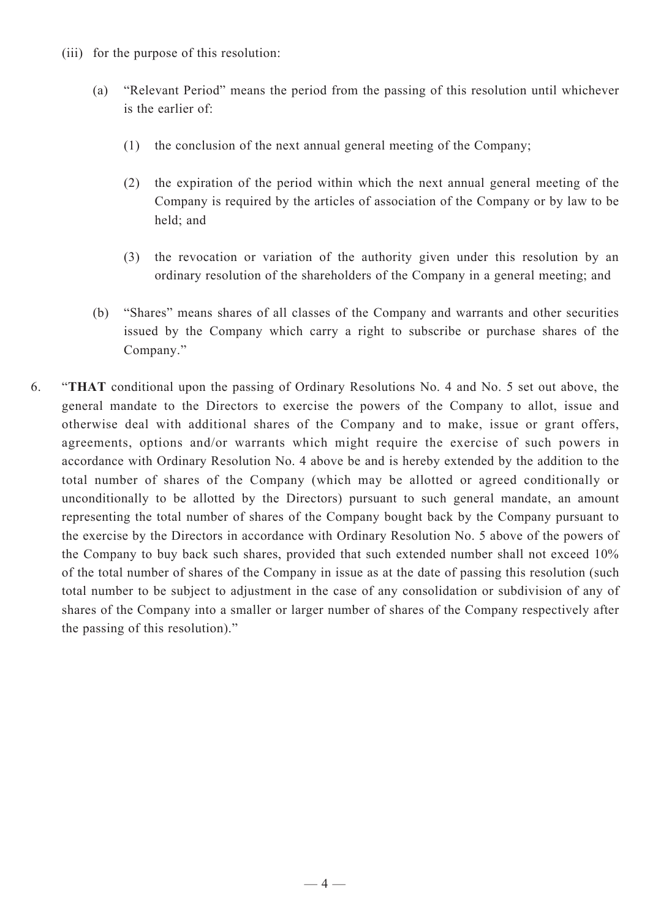(iii) for the purpose of this resolution:

(a) "Relevant Period" means the period from the passing of this resolution until whichever is the earlier of:

(1) the conclusion of the next annual general meeting of the Company;

(2) the expiration of the period within which the next annual general meeting of the Company is required by the articles of association of the Company or by law to be held; and

(3) the revocation or variation of the authority given under this resolution by an ordinary resolution of the shareholders of the Company in a general meeting; and

(b) "Shares" means shares of all classes of the Company and warrants and other securities issued by the Company which carry a right to subscribe or purchase shares of the Company."

6. "**THAT** conditional upon the passing of Ordinary Resolutions No. 4 and No. 5 set out above, the general mandate to the Directors to exercise the powers of the Company to allot, issue and otherwise deal with additional shares of the Company and to make, issue or grant offers, agreements, options and/or warrants which might require the exercise of such powers in accordance with Ordinary Resolution No. 4 above be and is hereby extended by the addition to the total number of shares of the Company (which may be allotted or agreed conditionally or unconditionally to be allotted by the Directors) pursuant to such general mandate, an amount representing the total number of shares of the Company bought back by the Company pursuant to the exercise by the Directors in accordance with Ordinary Resolution No. 5 above of the powers of the Company to buy back such shares, provided that such extended number shall not exceed 10% of the total number of shares of the Company in issue as at the date of passing this resolution (such total number to be subject to adjustment in the case of any consolidation or subdivision of any of shares of the Company into a smaller or larger number of shares of the Company respectively after the passing of this resolution)."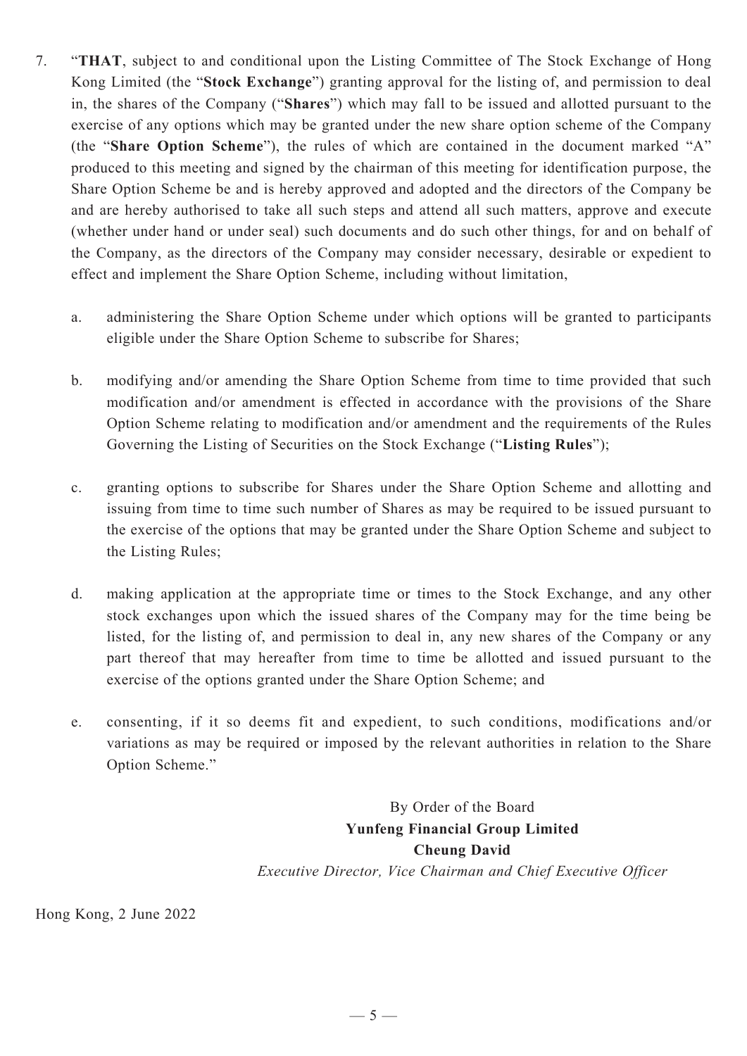7. "**THAT**, subject to and conditional upon the Listing Committee of The Stock Exchange of Hong Kong Limited (the "**Stock Exchange**") granting approval for the listing of, and permission to deal in, the shares of the Company ("**Shares**") which may fall to be issued and allotted pursuant to the exercise of any options which may be granted under the new share option scheme of the Company (the "**Share Option Scheme**"), the rules of which are contained in the document marked "A" produced to this meeting and signed by the chairman of this meeting for identification purpose, the Share Option Scheme be and is hereby approved and adopted and the directors of the Company be and are hereby authorised to take all such steps and attend all such matters, approve and execute (whether under hand or under seal) such documents and do such other things, for and on behalf of the Company, as the directors of the Company may consider necessary, desirable or expedient to effect and implement the Share Option Scheme, including without limitation,

   a. administering the Share Option Scheme under which options will be granted to participants eligible under the Share Option Scheme to subscribe for Shares;

   b. modifying and/or amending the Share Option Scheme from time to time provided that such modification and/or amendment is effected in accordance with the provisions of the Share Option Scheme relating to modification and/or amendment and the requirements of the Rules Governing the Listing of Securities on the Stock Exchange ("**Listing Rules**");

   c. granting options to subscribe for Shares under the Share Option Scheme and allotting and issuing from time to time such number of Shares as may be required to be issued pursuant to the exercise of the options that may be granted under the Share Option Scheme and subject to the Listing Rules;

   d. making application at the appropriate time or times to the Stock Exchange, and any other stock exchanges upon which the issued shares of the Company may for the time being be listed, for the listing of, and permission to deal in, any new shares of the Company or any part thereof that may hereafter from time to time be allotted and issued pursuant to the exercise of the options granted under the Share Option Scheme; and

   e. consenting, if it so deems fit and expedient, to such conditions, modifications and/or variations as may be required or imposed by the relevant authorities in relation to the Share Option Scheme."

By Order of the Board
**Yunfeng Financial Group Limited**
**Cheung David**
*Executive Director, Vice Chairman and Chief Executive Officer*

Hong Kong, 2 June 2022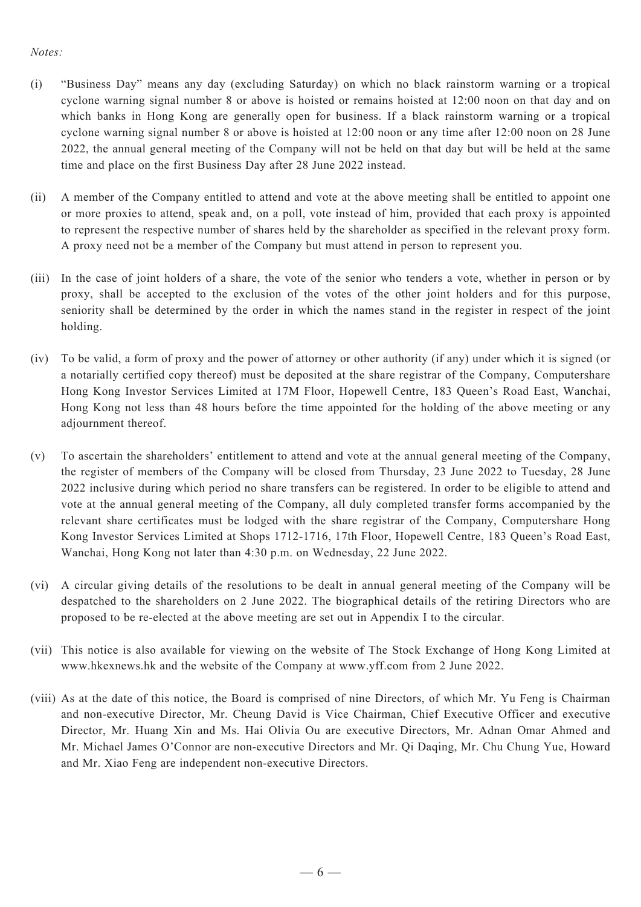*Notes:*

(i) "Business Day" means any day (excluding Saturday) on which no black rainstorm warning or a tropical cyclone warning signal number 8 or above is hoisted or remains hoisted at 12:00 noon on that day and on which banks in Hong Kong are generally open for business. If a black rainstorm warning or a tropical cyclone warning signal number 8 or above is hoisted at 12:00 noon or any time after 12:00 noon on 28 June 2022, the annual general meeting of the Company will not be held on that day but will be held at the same time and place on the first Business Day after 28 June 2022 instead.

(ii) A member of the Company entitled to attend and vote at the above meeting shall be entitled to appoint one or more proxies to attend, speak and, on a poll, vote instead of him, provided that each proxy is appointed to represent the respective number of shares held by the shareholder as specified in the relevant proxy form. A proxy need not be a member of the Company but must attend in person to represent you.

(iii) In the case of joint holders of a share, the vote of the senior who tenders a vote, whether in person or by proxy, shall be accepted to the exclusion of the votes of the other joint holders and for this purpose, seniority shall be determined by the order in which the names stand in the register in respect of the joint holding.

(iv) To be valid, a form of proxy and the power of attorney or other authority (if any) under which it is signed (or a notarially certified copy thereof) must be deposited at the share registrar of the Company, Computershare Hong Kong Investor Services Limited at 17M Floor, Hopewell Centre, 183 Queen's Road East, Wanchai, Hong Kong not less than 48 hours before the time appointed for the holding of the above meeting or any adjournment thereof.

(v) To ascertain the shareholders' entitlement to attend and vote at the annual general meeting of the Company, the register of members of the Company will be closed from Thursday, 23 June 2022 to Tuesday, 28 June 2022 inclusive during which period no share transfers can be registered. In order to be eligible to attend and vote at the annual general meeting of the Company, all duly completed transfer forms accompanied by the relevant share certificates must be lodged with the share registrar of the Company, Computershare Hong Kong Investor Services Limited at Shops 1712-1716, 17th Floor, Hopewell Centre, 183 Queen's Road East, Wanchai, Hong Kong not later than 4:30 p.m. on Wednesday, 22 June 2022.

(vi) A circular giving details of the resolutions to be dealt in annual general meeting of the Company will be despatched to the shareholders on 2 June 2022. The biographical details of the retiring Directors who are proposed to be re-elected at the above meeting are set out in Appendix I to the circular.

(vii) This notice is also available for viewing on the website of The Stock Exchange of Hong Kong Limited at www.hkexnews.hk and the website of the Company at www.yff.com from 2 June 2022.

(viii) As at the date of this notice, the Board is comprised of nine Directors, of which Mr. Yu Feng is Chairman and non-executive Director, Mr. Cheung David is Vice Chairman, Chief Executive Officer and executive Director, Mr. Huang Xin and Ms. Hai Olivia Ou are executive Directors, Mr. Adnan Omar Ahmed and Mr. Michael James O'Connor are non-executive Directors and Mr. Qi Daqing, Mr. Chu Chung Yue, Howard and Mr. Xiao Feng are independent non-executive Directors.